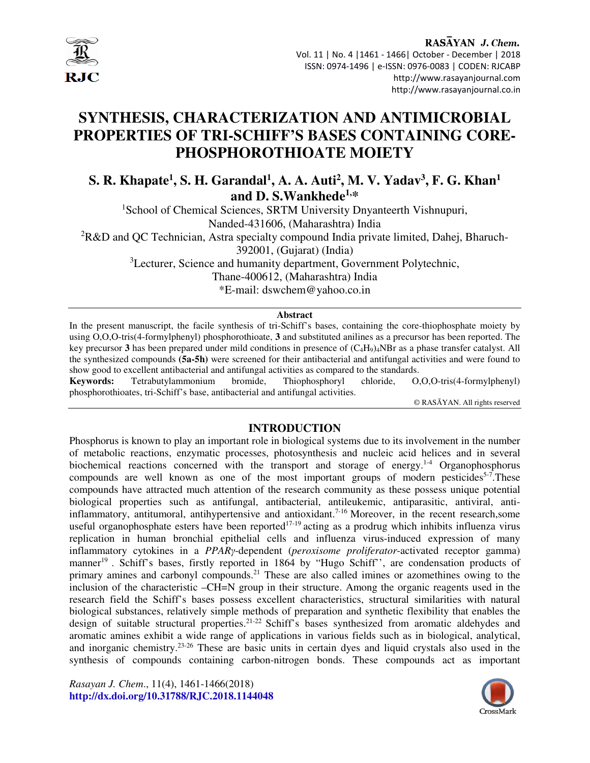# SYNTHESIS, CHARACTERIZATION AND ANTIMICROBIAL PROPERTIES OF TRI-SCHIFF'S BASES CONTAINING CORE-PHOSPHOROTHIOATE MOIETY

**S. R. Khapate[1], S. H. Garandal[1], A. A. Auti[2], M. V. Yadav[3], F. G. Khan[1] and D. S.Wankhede[1,*]**

[1]School of Chemical Sciences, SRTM University Dnyanteerth Vishnupuri, Nanded-431606, (Maharashtra) India

[2]R&D and QC Technician, Astra specialty compound India private limited, Dahej, Bharuch-392001, (Gujarat) (India)

[3]Lecturer, Science and humanity department, Government Polytechnic, Thane-400612, (Maharashtra) India

*E-mail: dswchem@yahoo.co.in

### Abstract

In the present manuscript, the facile synthesis of tri-Schiff's bases, containing the core-thiophosphate moiety by using O,O,O-tris(4-formylphenyl) phosphorothioate, **3** and substituted anilines as a precursor has been reported. The key precursor **3** has been prepared under mild conditions in presence of $(C_4H_9)_4NBr$ as a phase transfer catalyst. All the synthesized compounds **(5a-5h)** were screened for their antibacterial and antifungal activities and were found to show good to excellent antibacterial and antifungal activities as compared to the standards.

**Keywords:** Tetrabutylammonium bromide, Thiophosphoryl chloride, O,O,O-tris(4-formylphenyl) phosphorothioates, tri-Schiff's base, antibacterial and antifungal activities.

© RASĀYAN. All rights reserved

## INTRODUCTION

Phosphorus is known to play an important role in biological systems due to its involvement in the number of metabolic reactions, enzymatic processes, photosynthesis and nucleic acid helices and in several biochemical reactions concerned with the transport and storage of energy.[1-4] Organophosphorus compounds are well known as one of the most important groups of modern pesticides[5-7].These compounds have attracted much attention of the research community as these possess unique potential biological properties such as antifungal, antibacterial, antileukemic, antiparasitic, antiviral, anti-inflammatory, antitumoral, antihypertensive and antioxidant.[7-16] Moreover, in the recent research,some useful organophosphate esters have been reported[17-19] acting as a prodrug which inhibits influenza virus replication in human bronchial epithelial cells and influenza virus-induced expression of many inflammatory cytokines in a *PPARγ*-dependent (*peroxisome proliferator*-activated receptor gamma) manner[19] . Schiff's bases, firstly reported in 1864 by "Hugo Schiff'', are condensation products of primary amines and carbonyl compounds.[21] These are also called imines or azomethines owing to the inclusion of the characteristic –CH=N group in their structure. Among the organic reagents used in the research field the Schiff's bases possess excellent characteristics, structural similarities with natural biological substances, relatively simple methods of preparation and synthetic flexibility that enables the design of suitable structural properties.[21-22] Schiff's bases synthesized from aromatic aldehydes and aromatic amines exhibit a wide range of applications in various fields such as in biological, analytical, and inorganic chemistry.[23-26] These are basic units in certain dyes and liquid crystals also used in the synthesis of compounds containing carbon-nitrogen bonds. These compounds act as important

*Rasayan J. Chem.*, 11(4), 1461-1466(2018)
**http://dx.doi.org/10.31788/RJC.2018.1144048**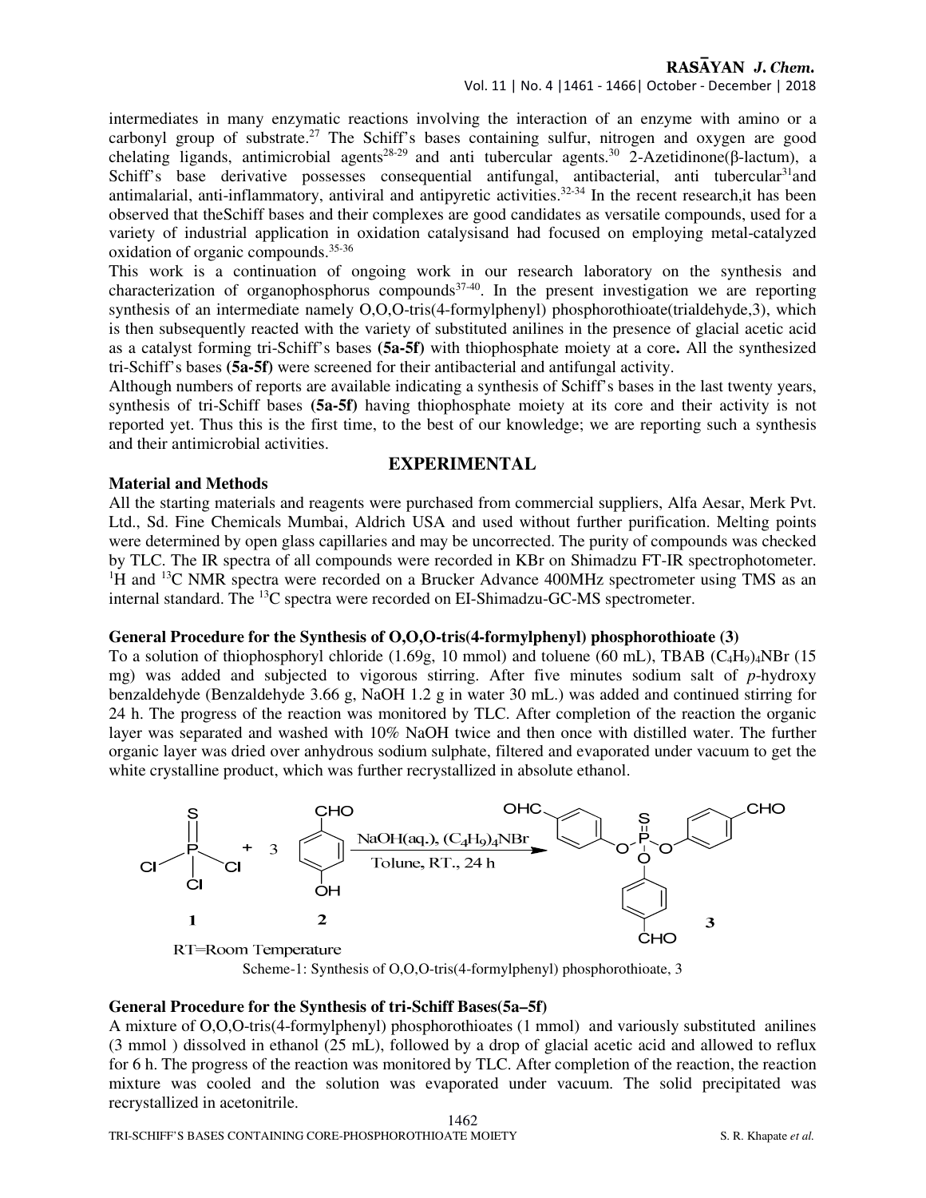intermediates in many enzymatic reactions involving the interaction of an enzyme with amino or a carbonyl group of substrate.[27] The Schiff's bases containing sulfur, nitrogen and oxygen are good chelating ligands, antimicrobial agents[28-29] and anti tubercular agents.[30] 2-Azetidinone(β-lactum), a Schiff's base derivative possesses consequential antifungal, antibacterial, anti tubercular[31]and antimalarial, anti-inflammatory, antiviral and antipyretic activities.[32-34] In the recent research,it has been observed that theSchiff bases and their complexes are good candidates as versatile compounds, used for a variety of industrial application in oxidation catalysisand had focused on employing metal-catalyzed oxidation of organic compounds.[35-36]

This work is a continuation of ongoing work in our research laboratory on the synthesis and characterization of organophosphorus compounds[37-40]. In the present investigation we are reporting synthesis of an intermediate namely O,O,O-tris(4-formylphenyl) phosphorothioate(trialdehyde,3), which is then subsequently reacted with the variety of substituted anilines in the presence of glacial acetic acid as a catalyst forming tri-Schiff's bases **(5a-5f)** with thiophosphate moiety at a core**.** All the synthesized tri-Schiff's bases **(5a-5f)** were screened for their antibacterial and antifungal activity.

Although numbers of reports are available indicating a synthesis of Schiff's bases in the last twenty years, synthesis of tri-Schiff bases **(5a-5f)** having thiophosphate moiety at its core and their activity is not reported yet. Thus this is the first time, to the best of our knowledge; we are reporting such a synthesis and their antimicrobial activities.

## EXPERIMENTAL

### Material and Methods

All the starting materials and reagents were purchased from commercial suppliers, Alfa Aesar, Merk Pvt. Ltd., Sd. Fine Chemicals Mumbai, Aldrich USA and used without further purification. Melting points were determined by open glass capillaries and may be uncorrected. The purity of compounds was checked by TLC. The IR spectra of all compounds were recorded in KBr on Shimadzu FT-IR spectrophotometer. $^{1}H$ and $^{13}C$ NMR spectra were recorded on a Brucker Advance 400MHz spectrometer using TMS as an internal standard. The $^{13}C$ spectra were recorded on EI-Shimadzu-GC-MS spectrometer.

### General Procedure for the Synthesis of O,O,O-tris(4-formylphenyl) phosphorothioate (3)

To a solution of thiophosphoryl chloride (1.69g, 10 mmol) and toluene (60 mL), TBAB $(C_4H_9)_4NBr$ (15 mg) was added and subjected to vigorous stirring. After five minutes sodium salt of *p*-hydroxy benzaldehyde (Benzaldehyde 3.66 g, NaOH 1.2 g in water 30 mL.) was added and continued stirring for 24 h. The progress of the reaction was monitored by TLC. After completion of the reaction the organic layer was separated and washed with 10% NaOH twice and then once with distilled water. The further organic layer was dried over anhydrous sodium sulphate, filtered and evaporated under vacuum to get the white crystalline product, which was further recrystallized in absolute ethanol.

1 + 3 2 → NaOH(aq.), $(C_4H_9)_4NBr$, Tolune, RT., 24 h → 3

RT=Room Temperature

Scheme-1: Synthesis of O,O,O-tris(4-formylphenyl) phosphorothioate, 3

### General Procedure for the Synthesis of tri-Schiff Bases(5a–5f)

A mixture of O,O,O-tris(4-formylphenyl) phosphorothioates (1 mmol) and variously substituted anilines (3 mmol ) dissolved in ethanol (25 mL), followed by a drop of glacial acetic acid and allowed to reflux for 6 h. The progress of the reaction was monitored by TLC. After completion of the reaction, the reaction mixture was cooled and the solution was evaporated under vacuum. The solid precipitated was recrystallized in acetonitrile.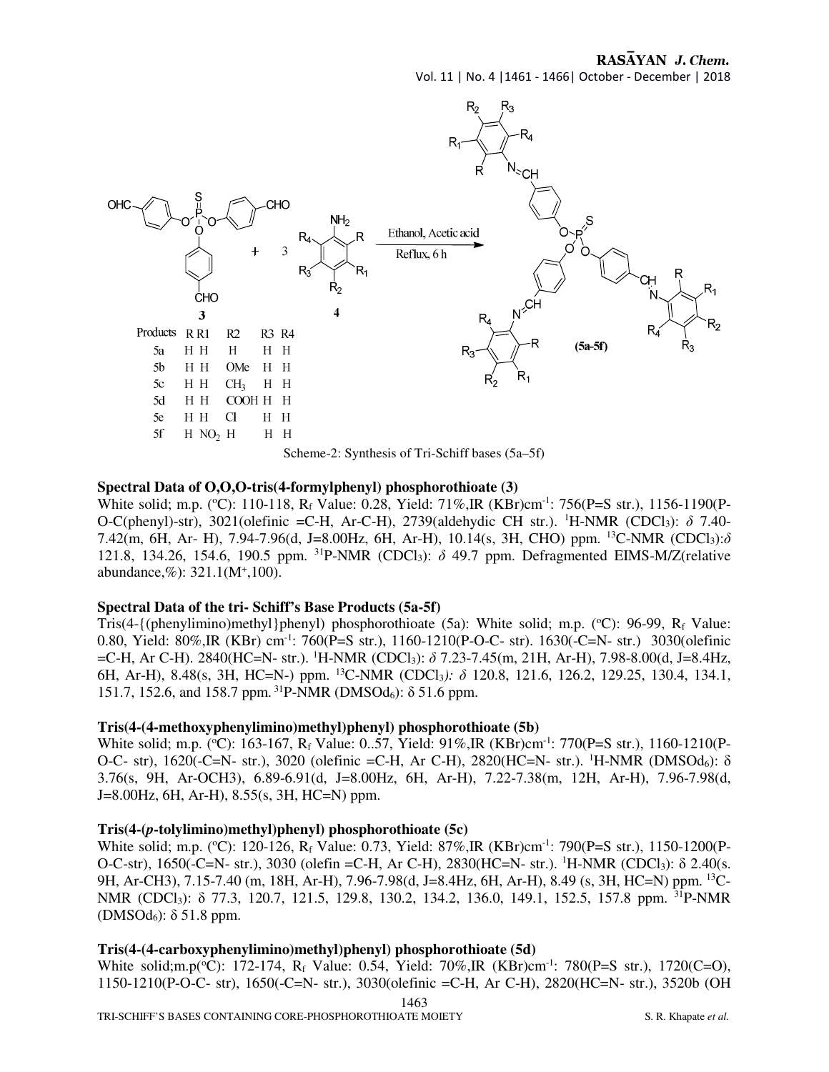| Products | R | R1 | R2 | R3 | R4 |
|---|---|---|---|---|---|
| 5a | H | H | H | H | H |
| 5b | H | H | OMe | H | H |
| 5c | H | H | $CH_3$ | H | H |
| 5d | H | H | COOH | H | H |
| 5e | H | H | Cl | H | H |
| 5f | H | $NO_2$ | H | H | H |

Scheme-2: Synthesis of Tri-Schiff bases (5a–5f)

### Spectral Data of O,O,O-tris(4-formylphenyl) phosphorothioate (3)

White solid; m.p. (°C): 110-118, $R_f$ Value: 0.28, Yield: 71%, IR (KBr)cm$^{-1}$: 756(P=S str.), 1156-1190(P-O-C(phenyl)-str), 3021(olefinic =C-H, Ar-C-H), 2739(aldehydic CH str.). $^1$H-NMR ($CDCl_3$): $\delta$ 7.40-7.42(m, 6H, Ar- H), 7.94-7.96(d, J=8.00Hz, 6H, Ar-H), 10.14(s, 3H, CHO) ppm. $^{13}$C-NMR ($CDCl_3$): $\delta$ 121.8, 134.26, 154.6, 190.5 ppm. $^{31}$P-NMR ($CDCl_3$): $\delta$ 49.7 ppm. Defragmented EIMS-M/Z(relative abundance,%): 321.1($M^+$,100).

### Spectral Data of the tri- Schiff's Base Products (5a-5f)

Tris(4-{(phenylimino)methyl}phenyl) phosphorothioate (5a): White solid; m.p. (°C): 96-99, $R_f$ Value: 0.80, Yield: 80%, IR (KBr) cm$^{-1}$: 760(P=S str.), 1160-1210(P-O-C- str). 1630(-C=N- str.) 3030(olefinic =C-H, Ar C-H). 2840(HC=N- str.). $^1$H-NMR ($CDCl_3$): $\delta$ 7.23-7.45(m, 21H, Ar-H), 7.98-8.00(d, J=8.4Hz, 6H, Ar-H), 8.48(s, 3H, HC=N-) ppm. $^{13}$C-NMR ($CDCl_3$): $\delta$ 120.8, 121.6, 126.2, 129.25, 130.4, 134.1, 151.7, 152.6, and 158.7 ppm. $^{31}$P-NMR ($DMSOd_6$): $\delta$ 51.6 ppm.

### Tris(4-(4-methoxyphenylimino)methyl)phenyl) phosphorothioate (5b)

White solid; m.p. (°C): 163-167, $R_f$ Value: 0..57, Yield: 91%, IR (KBr)cm$^{-1}$: 770(P=S str.), 1160-1210(P-O-C- str), 1620(-C=N- str.), 3020 (olefinic =C-H, Ar C-H), 2820(HC=N- str.). $^1$H-NMR ($DMSOd_6$): $\delta$ 3.76(s, 9H, Ar-OCH3), 6.89-6.91(d, J=8.00Hz, 6H, Ar-H), 7.22-7.38(m, 12H, Ar-H), 7.96-7.98(d, J=8.00Hz, 6H, Ar-H), 8.55(s, 3H, HC=N) ppm.

### Tris(4-(*p*-tolylimino)methyl)phenyl) phosphorothioate (5c)

White solid; m.p. (°C): 120-126, $R_f$ Value: 0.73, Yield: 87%, IR (KBr)cm$^{-1}$: 790(P=S str.), 1150-1200(P-O-C-str), 1650(-C=N- str.), 3030 (olefin =C-H, Ar C-H), 2830(HC=N- str.). $^1$H-NMR ($CDCl_3$): $\delta$ 2.40(s. 9H, Ar-CH3), 7.15-7.40 (m, 18H, Ar-H), 7.96-7.98(d, J=8.4Hz, 6H, Ar-H), 8.49 (s, 3H, HC=N) ppm. $^{13}$C-NMR ($CDCl_3$): $\delta$ 77.3, 120.7, 121.5, 129.8, 130.2, 134.2, 136.0, 149.1, 152.5, 157.8 ppm. $^{31}$P-NMR ($DMSOd_6$): $\delta$ 51.8 ppm.

### Tris(4-(4-carboxyphenylimino)methyl)phenyl) phosphorothioate (5d)

White solid;m.p(°C): 172-174, $R_f$ Value: 0.54, Yield: 70%, IR (KBr)cm$^{-1}$: 780(P=S str.), 1720(C=O), 1150-1210(P-O-C- str), 1650(-C=N- str.), 3030(olefinic =C-H, Ar C-H), 2820(HC=N- str.), 3520b (OH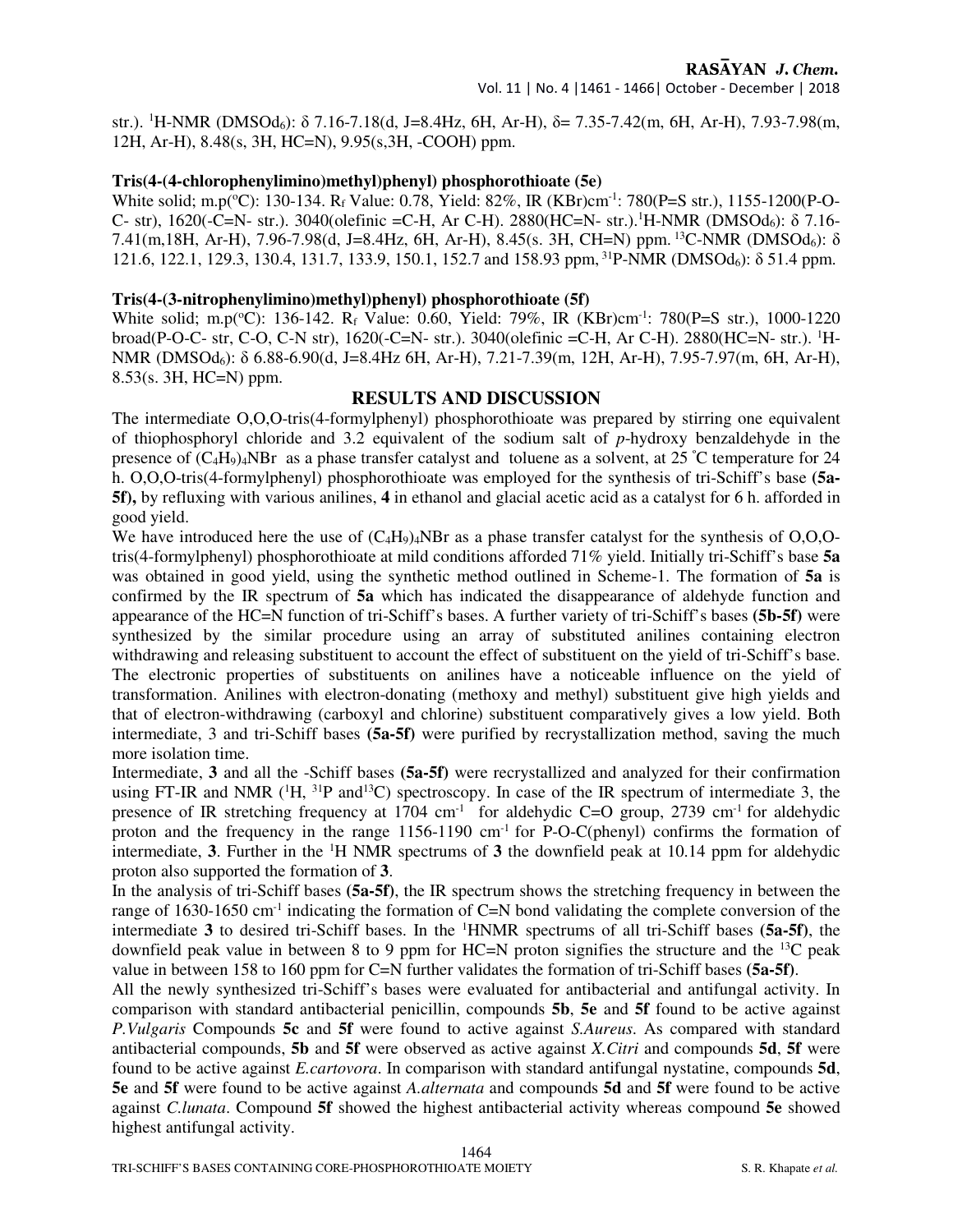str.). $^{1}$H-NMR (DMSOd$_6$): δ 7.16-7.18(d, J=8.4Hz, 6H, Ar-H), δ= 7.35-7.42(m, 6H, Ar-H), 7.93-7.98(m, 12H, Ar-H), 8.48(s, 3H, HC=N), 9.95(s,3H, -COOH) ppm.

**Tris(4-(4-chlorophenylimino)methyl)phenyl) phosphorothioate (5e)**

White solid; m.p(ºC): 130-134. R$_f$ Value: 0.78, Yield: 82%, IR (KBr)cm$^{-1}$: 780(P=S str.), 1155-1200(P-O-C- str), 1620(-C=N- str.). 3040(olefinic =C-H, Ar C-H). 2880(HC=N- str.).$^{1}$H-NMR (DMSOd$_6$): δ 7.16-7.41(m,18H, Ar-H), 7.96-7.98(d, J=8.4Hz, 6H, Ar-H), 8.45(s. 3H, CH=N) ppm. $^{13}$C-NMR (DMSOd$_6$): δ 121.6, 122.1, 129.3, 130.4, 131.7, 133.9, 150.1, 152.7 and 158.93 ppm, $^{31}$P-NMR (DMSOd$_6$): δ 51.4 ppm.

**Tris(4-(3-nitrophenylimino)methyl)phenyl) phosphorothioate (5f)**

White solid; m.p(ºC): 136-142. R$_f$ Value: 0.60, Yield: 79%, IR (KBr)cm$^{-1}$: 780(P=S str.), 1000-1220 broad(P-O-C- str, C-O, C-N str), 1620(-C=N- str.). 3040(olefinic =C-H, Ar C-H). 2880(HC=N- str.). $^{1}$H-NMR (DMSOd$_6$): δ 6.88-6.90(d, J=8.4Hz 6H, Ar-H), 7.21-7.39(m, 12H, Ar-H), 7.95-7.97(m, 6H, Ar-H), 8.53(s. 3H, HC=N) ppm.

## RESULTS AND DISCUSSION

The intermediate O,O,O-tris(4-formylphenyl) phosphorothioate was prepared by stirring one equivalent of thiophosphoryl chloride and 3.2 equivalent of the sodium salt of *p*-hydroxy benzaldehyde in the presence of $(C_4H_9)_4NBr$ as a phase transfer catalyst and toluene as a solvent, at 25 ˚C temperature for 24 h. O,O,O-tris(4-formylphenyl) phosphorothioate was employed for the synthesis of tri-Schiff's base **(5a-5f),** by refluxing with various anilines, **4** in ethanol and glacial acetic acid as a catalyst for 6 h. afforded in good yield.

We have introduced here the use of $(C_4H_9)_4NBr$ as a phase transfer catalyst for the synthesis of O,O,O-tris(4-formylphenyl) phosphorothioate at mild conditions afforded 71% yield. Initially tri-Schiff's base **5a** was obtained in good yield, using the synthetic method outlined in Scheme-1. The formation of **5a** is confirmed by the IR spectrum of **5a** which has indicated the disappearance of aldehyde function and appearance of the HC=N function of tri-Schiff's bases. A further variety of tri-Schiff's bases **(5b-5f)** were synthesized by the similar procedure using an array of substituted anilines containing electron withdrawing and releasing substituent to account the effect of substituent on the yield of tri-Schiff's base. The electronic properties of substituents on anilines have a noticeable influence on the yield of transformation. Anilines with electron-donating (methoxy and methyl) substituent give high yields and that of electron-withdrawing (carboxyl and chlorine) substituent comparatively gives a low yield. Both intermediate, 3 and tri-Schiff bases **(5a-5f)** were purified by recrystallization method, saving the much more isolation time.

Intermediate, **3** and all the -Schiff bases **(5a-5f)** were recrystallized and analyzed for their confirmation using FT-IR and NMR ($^{1}$H, $^{31}$P and$^{13}$C) spectroscopy. In case of the IR spectrum of intermediate 3, the presence of IR stretching frequency at 1704 cm$^{-1}$ for aldehydic C=O group, 2739 cm$^{-1}$ for aldehydic proton and the frequency in the range 1156-1190 cm$^{-1}$ for P-O-C(phenyl) confirms the formation of intermediate, **3**. Further in the $^{1}$H NMR spectrums of **3** the downfield peak at 10.14 ppm for aldehydic proton also supported the formation of **3**.

In the analysis of tri-Schiff bases **(5a-5f)**, the IR spectrum shows the stretching frequency in between the range of 1630-1650 cm$^{-1}$ indicating the formation of C=N bond validating the complete conversion of the intermediate **3** to desired tri-Schiff bases. In the $^{1}$HNMR spectrums of all tri-Schiff bases **(5a-5f)**, the downfield peak value in between 8 to 9 ppm for HC=N proton signifies the structure and the $^{13}$C peak value in between 158 to 160 ppm for C=N further validates the formation of tri-Schiff bases **(5a-5f)**.

All the newly synthesized tri-Schiff's bases were evaluated for antibacterial and antifungal activity. In comparison with standard antibacterial penicillin, compounds **5b**, **5e** and **5f** found to be active against *P.Vulgaris* Compounds **5c** and **5f** were found to active against *S.Aureus*. As compared with standard antibacterial compounds, **5b** and **5f** were observed as active against *X.Citri* and compounds **5d**, **5f** were found to be active against *E.cartovora*. In comparison with standard antifungal nystatine, compounds **5d**, **5e** and **5f** were found to be active against *A.alternata* and compounds **5d** and **5f** were found to be active against *C.lunata*. Compound **5f** showed the highest antibacterial activity whereas compound **5e** showed highest antifungal activity.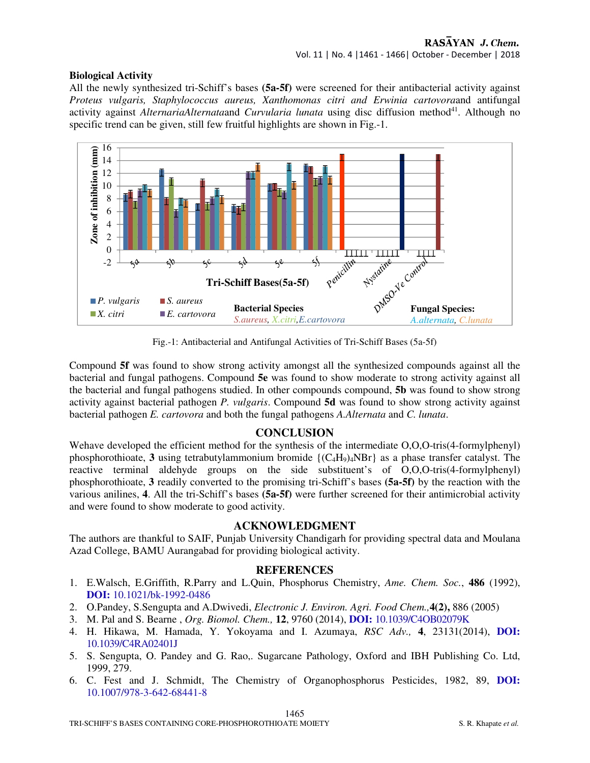**Biological Activity**

All the newly synthesized tri-Schiff's bases **(5a-5f)** were screened for their antibacterial activity against *Proteus vulgaris, Staphylococcus aureus, Xanthomonas citri and Erwinia cartovora*and antifungal activity against *AlternariaAlternata*and *Curvularia lunata* using disc diffusion method[41]. Although no specific trend can be given, still few fruitful highlights are shown in Fig.-1.

Fig.-1: Antibacterial and Antifungal Activities of Tri-Schiff Bases (5a-5f)

Compound **5f** was found to show strong activity amongst all the synthesized compounds against all the bacterial and fungal pathogens. Compound **5e** was found to show moderate to strong activity against all the bacterial and fungal pathogens studied. In other compounds compound, **5b** was found to show strong activity against bacterial pathogen *P. vulgaris*. Compound **5d** was found to show strong activity against bacterial pathogen *E. cartovora* and both the fungal pathogens *A.Alternata* and *C. lunata*.

## CONCLUSION

Wehave developed the efficient method for the synthesis of the intermediate O,O,O-tris(4-formylphenyl) phosphorothioate, **3** using tetrabutylammonium bromide $\{(C_4H_9)_4NBr\}$ as a phase transfer catalyst. The reactive terminal aldehyde groups on the side substituent's of O,O,O-tris(4-formylphenyl) phosphorothioate, **3** readily converted to the promising tri-Schiff's bases **(5a-5f)** by the reaction with the various anilines, **4**. All the tri-Schiff's bases **(5a-5f)** were further screened for their antimicrobial activity and were found to show moderate to good activity.

## ACKNOWLEDGMENT

The authors are thankful to SAIF, Punjab University Chandigarh for providing spectral data and Moulana Azad College, BAMU Aurangabad for providing biological activity.

## REFERENCES

1. E.Walsch, E.Griffith, R.Parry and L.Quin, Phosphorus Chemistry, *Ame. Chem. Soc.*, **486** (1992), **DOI:** 10.1021/bk-1992-0486
2. O.Pandey, S.Sengupta and A.Dwivedi, *Electronic J. Environ. Agri. Food Chem.,***4(2),** 886 (2005)
3. M. Pal and S. Bearne , *Org. Biomol. Chem.,* **12**, 9760 (2014), **DOI:** 10.1039/C4OB02079K
4. H. Hikawa, M. Hamada, Y. Yokoyama and I. Azumaya, *RSC Adv.,* **4**, 23131(2014), **DOI:** 10.1039/C4RA02401J
5. S. Sengupta, O. Pandey and G. Rao,. Sugarcane Pathology, Oxford and IBH Publishing Co. Ltd, 1999, 279.
6. C. Fest and J. Schmidt, The Chemistry of Organophosphorus Pesticides, 1982, 89, **DOI:** 10.1007/978-3-642-68441-8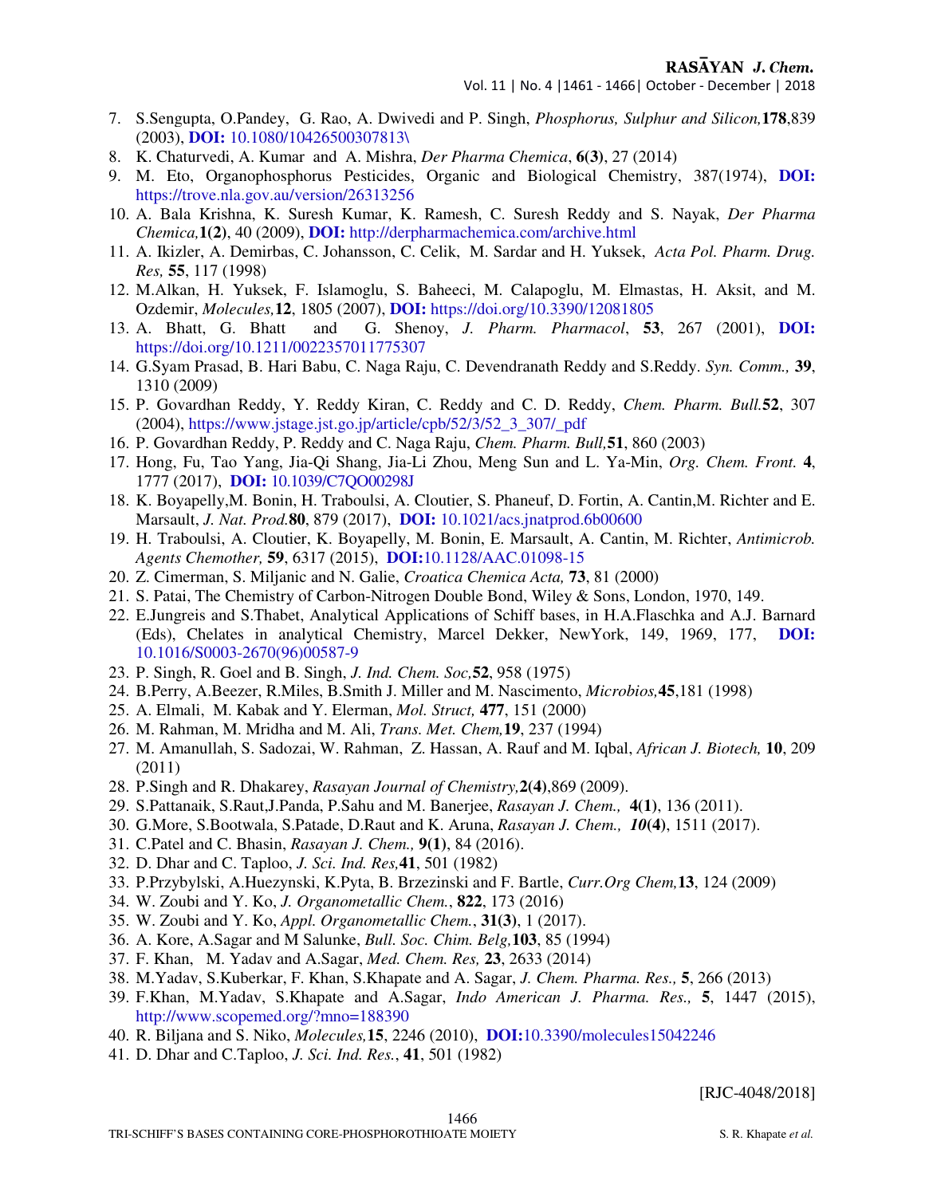7. S.Sengupta, O.Pandey, G. Rao, A. Dwivedi and P. Singh, *Phosphorus, Sulphur and Silicon,* **178**,839 (2003), **DOI:** 10.1080/10426500307813\
8. K. Chaturvedi, A. Kumar and A. Mishra, *Der Pharma Chemica*, **6(3)**, 27 (2014)
9. M. Eto, Organophosphorus Pesticides, Organic and Biological Chemistry, 387(1974), **DOI:** https://trove.nla.gov.au/version/26313256
10. A. Bala Krishna, K. Suresh Kumar, K. Ramesh, C. Suresh Reddy and S. Nayak, *Der Pharma Chemica,* **1(2)**, 40 (2009), **DOI:** http://derpharmachemica.com/archive.html
11. A. Ikizler, A. Demirbas, C. Johansson, C. Celik, M. Sardar and H. Yuksek, *Acta Pol. Pharm. Drug. Res,* **55**, 117 (1998)
12. M.Alkan, H. Yuksek, F. Islamoglu, S. Baheeci, M. Calapoglu, M. Elmastas, H. Aksit, and M. Ozdemir, *Molecules,* **12**, 1805 (2007), **DOI:** https://doi.org/10.3390/12081805
13. A. Bhatt, G. Bhatt and G. Shenoy, *J. Pharm. Pharmacol*, **53**, 267 (2001), **DOI:** https://doi.org/10.1211/0022357011775307
14. G.Syam Prasad, B. Hari Babu, C. Naga Raju, C. Devendranath Reddy and S.Reddy. *Syn. Comm.,* **39**, 1310 (2009)
15. P. Govardhan Reddy, Y. Reddy Kiran, C. Reddy and C. D. Reddy, *Chem. Pharm. Bull.* **52**, 307 (2004), https://www.jstage.jst.go.jp/article/cpb/52/3/52_3_307/_pdf
16. P. Govardhan Reddy, P. Reddy and C. Naga Raju, *Chem. Pharm. Bull,* **51**, 860 (2003)
17. Hong, Fu, Tao Yang, Jia-Qi Shang, Jia-Li Zhou, Meng Sun and L. Ya-Min, *Org. Chem. Front.* **4**, 1777 (2017), **DOI:** 10.1039/C7QO00298J
18. K. Boyapelly,M. Bonin, H. Traboulsi, A. Cloutier, S. Phaneuf, D. Fortin, A. Cantin,M. Richter and E. Marsault, *J. Nat. Prod.* **80**, 879 (2017), **DOI:** 10.1021/acs.jnatprod.6b00600
19. H. Traboulsi, A. Cloutier, K. Boyapelly, M. Bonin, E. Marsault, A. Cantin, M. Richter, *Antimicrob. Agents Chemother,* **59**, 6317 (2015), **DOI:**10.1128/AAC.01098-15
20. Z. Cimerman, S. Miljanic and N. Galie, *Croatica Chemica Acta,* **73**, 81 (2000)
21. S. Patai, The Chemistry of Carbon-Nitrogen Double Bond, Wiley & Sons, London, 1970, 149.
22. E.Jungreis and S.Thabet, Analytical Applications of Schiff bases, in H.A.Flaschka and A.J. Barnard (Eds), Chelates in analytical Chemistry, Marcel Dekker, NewYork, 149, 1969, 177, **DOI:** 10.1016/S0003-2670(96)00587-9
23. P. Singh, R. Goel and B. Singh, *J. Ind. Chem. Soc,* **52**, 958 (1975)
24. B.Perry, A.Beezer, R.Miles, B.Smith J. Miller and M. Nascimento, *Microbios,* **45**,181 (1998)
25. A. Elmali, M. Kabak and Y. Elerman, *Mol. Struct,* **477**, 151 (2000)
26. M. Rahman, M. Mridha and M. Ali, *Trans. Met. Chem,* **19**, 237 (1994)
27. M. Amanullah, S. Sadozai, W. Rahman, Z. Hassan, A. Rauf and M. Iqbal, *African J. Biotech,* **10**, 209 (2011)
28. P.Singh and R. Dhakarey, *Rasayan Journal of Chemistry,* **2(4)**,869 (2009).
29. S.Pattanaik, S.Raut,J.Panda, P.Sahu and M. Banerjee, *Rasayan J. Chem.,* **4(1)**, 136 (2011).
30. G.More, S.Bootwala, S.Patade, D.Raut and K. Aruna, *Rasayan J. Chem.,* ***10*(4)**, 1511 (2017).
31. C.Patel and C. Bhasin, *Rasayan J. Chem.,* **9(1)**, 84 (2016).
32. D. Dhar and C. Taploo, *J. Sci. Ind. Res,* **41**, 501 (1982)
33. P.Przybylski, A.Huezynski, K.Pyta, B. Brzezinski and F. Bartle, *Curr.Org Chem,* **13**, 124 (2009)
34. W. Zoubi and Y. Ko, *J. Organometallic Chem.*, **822**, 173 (2016)
35. W. Zoubi and Y. Ko, *Appl. Organometallic Chem.*, **31(3)**, 1 (2017).
36. A. Kore, A.Sagar and M Salunke, *Bull. Soc. Chim. Belg,* **103**, 85 (1994)
37. F. Khan, M. Yadav and A.Sagar, *Med. Chem. Res,* **23**, 2633 (2014)
38. M.Yadav, S.Kuberkar, F. Khan, S.Khapate and A. Sagar, *J. Chem. Pharma. Res.,* **5**, 266 (2013)
39. F.Khan, M.Yadav, S.Khapate and A.Sagar, *Indo American J. Pharma. Res.,* **5**, 1447 (2015), http://www.scopemed.org/?mno=188390
40. R. Biljana and S. Niko, *Molecules,* **15**, 2246 (2010), **DOI:**10.3390/molecules15042246
41. D. Dhar and C.Taploo, *J. Sci. Ind. Res.*, **41**, 501 (1982)

[RJC-4048/2018]